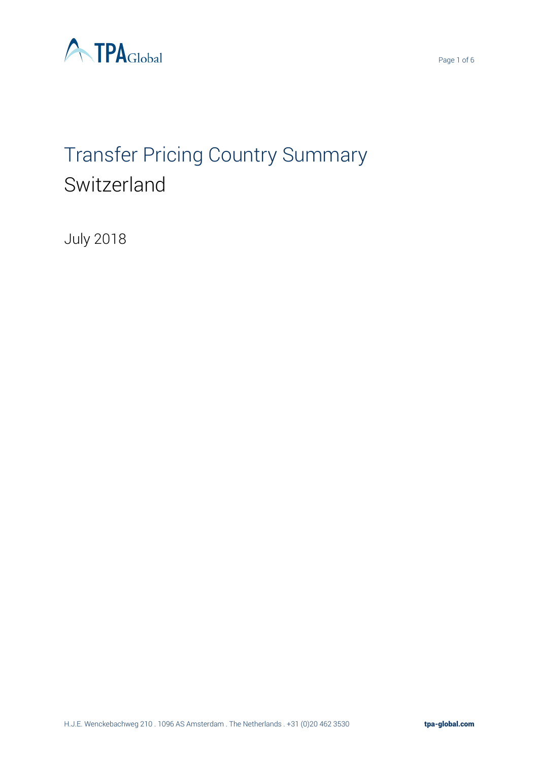# Transfer Pricing Country Summary

## Switzerland

July 2018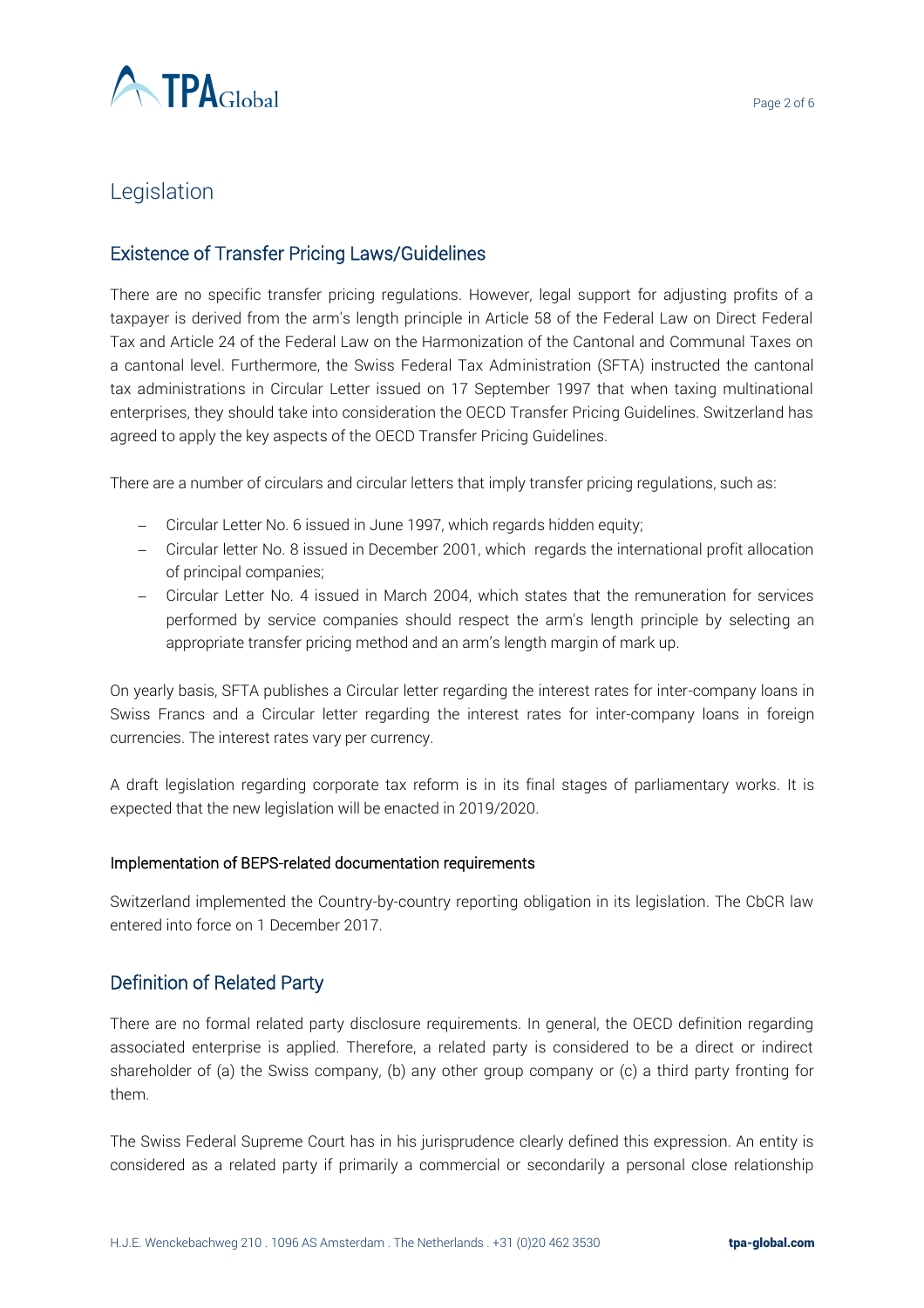# Legislation

## Existence of Transfer Pricing Laws/Guidelines

There are no specific transfer pricing regulations. However, legal support for adjusting profits of a taxpayer is derived from the arm's length principle in Article 58 of the Federal Law on Direct Federal Tax and Article 24 of the Federal Law on the Harmonization of the Cantonal and Communal Taxes on a cantonal level. Furthermore, the Swiss Federal Tax Administration (SFTA) instructed the cantonal tax administrations in Circular Letter issued on 17 September 1997 that when taxing multinational enterprises, they should take into consideration the OECD Transfer Pricing Guidelines. Switzerland has agreed to apply the key aspects of the OECD Transfer Pricing Guidelines.

There are a number of circulars and circular letters that imply transfer pricing regulations, such as:

- Circular Letter No. 6 issued in June 1997, which regards hidden equity;
- Circular letter No. 8 issued in December 2001, which regards the international profit allocation of principal companies;
- Circular Letter No. 4 issued in March 2004, which states that the remuneration for services performed by service companies should respect the arm's length principle by selecting an appropriate transfer pricing method and an arm's length margin of mark up.

On yearly basis, SFTA publishes a Circular letter regarding the interest rates for inter-company loans in Swiss Francs and a Circular letter regarding the interest rates for inter-company loans in foreign currencies. The interest rates vary per currency.

A draft legislation regarding corporate tax reform is in its final stages of parliamentary works. It is expected that the new legislation will be enacted in 2019/2020.

### Implementation of BEPS-related documentation requirements

Switzerland implemented the Country-by-country reporting obligation in its legislation. The CbCR law entered into force on 1 December 2017.

## Definition of Related Party

There are no formal related party disclosure requirements. In general, the OECD definition regarding associated enterprise is applied. Therefore, a related party is considered to be a direct or indirect shareholder of (a) the Swiss company, (b) any other group company or (c) a third party fronting for them.

The Swiss Federal Supreme Court has in his jurisprudence clearly defined this expression. An entity is considered as a related party if primarily a commercial or secondarily a personal close relationship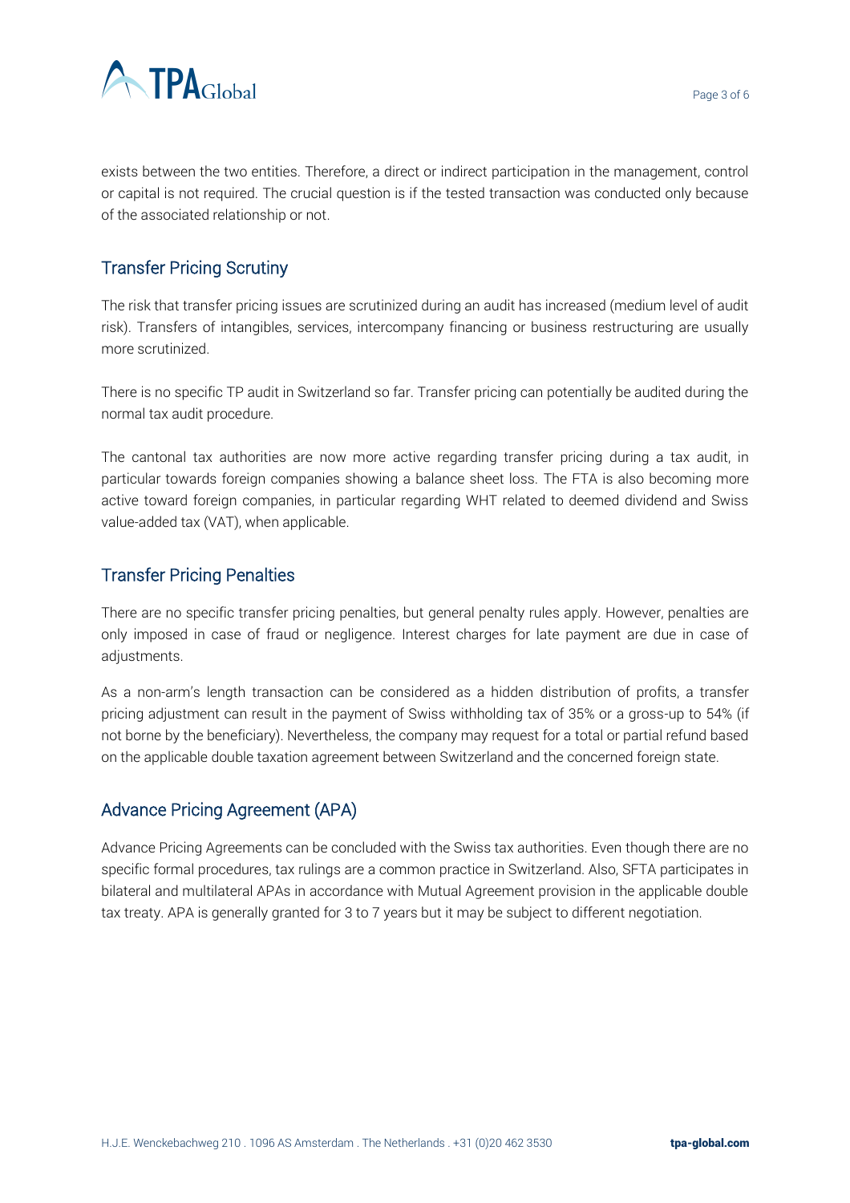exists between the two entities. Therefore, a direct or indirect participation in the management, control or capital is not required. The crucial question is if the tested transaction was conducted only because of the associated relationship or not.

## Transfer Pricing Scrutiny

The risk that transfer pricing issues are scrutinized during an audit has increased (medium level of audit risk). Transfers of intangibles, services, intercompany financing or business restructuring are usually more scrutinized.

There is no specific TP audit in Switzerland so far. Transfer pricing can potentially be audited during the normal tax audit procedure.

The cantonal tax authorities are now more active regarding transfer pricing during a tax audit, in particular towards foreign companies showing a balance sheet loss. The FTA is also becoming more active toward foreign companies, in particular regarding WHT related to deemed dividend and Swiss value-added tax (VAT), when applicable.

## Transfer Pricing Penalties

There are no specific transfer pricing penalties, but general penalty rules apply. However, penalties are only imposed in case of fraud or negligence. Interest charges for late payment are due in case of adjustments.

As a non-arm's length transaction can be considered as a hidden distribution of profits, a transfer pricing adjustment can result in the payment of Swiss withholding tax of 35% or a gross-up to 54% (if not borne by the beneficiary). Nevertheless, the company may request for a total or partial refund based on the applicable double taxation agreement between Switzerland and the concerned foreign state.

## Advance Pricing Agreement (APA)

Advance Pricing Agreements can be concluded with the Swiss tax authorities. Even though there are no specific formal procedures, tax rulings are a common practice in Switzerland. Also, SFTA participates in bilateral and multilateral APAs in accordance with Mutual Agreement provision in the applicable double tax treaty. APA is generally granted for 3 to 7 years but it may be subject to different negotiation.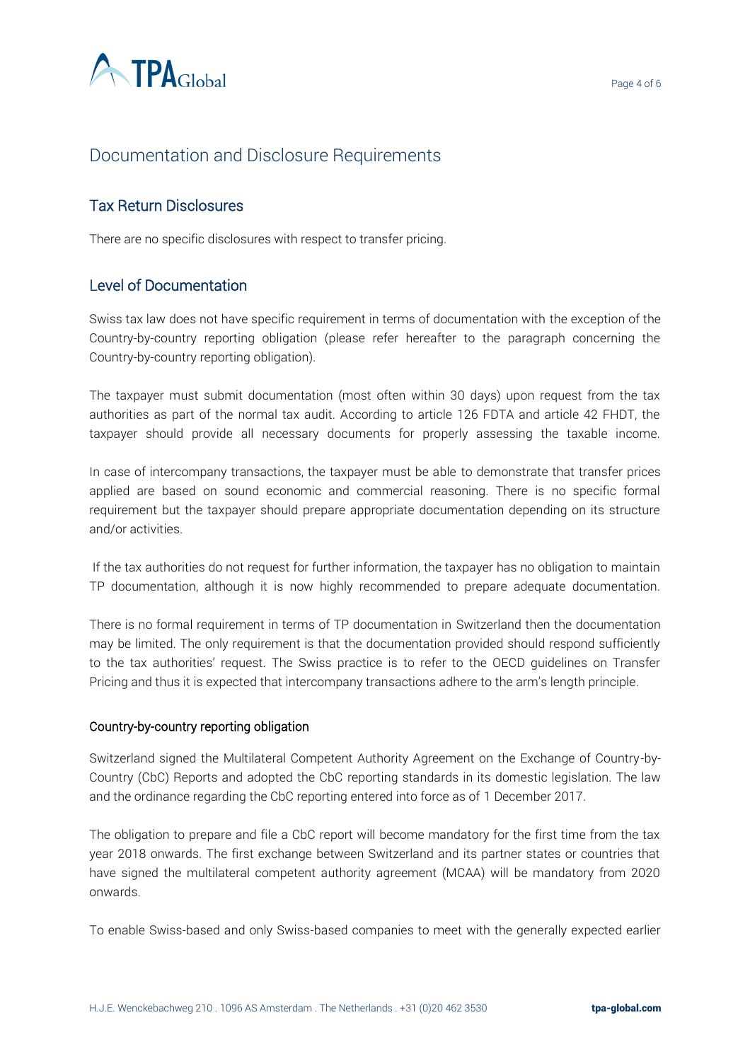# Documentation and Disclosure Requirements

## Tax Return Disclosures

There are no specific disclosures with respect to transfer pricing.

## Level of Documentation

Swiss tax law does not have specific requirement in terms of documentation with the exception of the Country-by-country reporting obligation (please refer hereafter to the paragraph concerning the Country-by-country reporting obligation).

The taxpayer must submit documentation (most often within 30 days) upon request from the tax authorities as part of the normal tax audit. According to article 126 FDTA and article 42 FHDT, the taxpayer should provide all necessary documents for properly assessing the taxable income.

In case of intercompany transactions, the taxpayer must be able to demonstrate that transfer prices applied are based on sound economic and commercial reasoning. There is no specific formal requirement but the taxpayer should prepare appropriate documentation depending on its structure and/or activities.

If the tax authorities do not request for further information, the taxpayer has no obligation to maintain TP documentation, although it is now highly recommended to prepare adequate documentation.

There is no formal requirement in terms of TP documentation in Switzerland then the documentation may be limited. The only requirement is that the documentation provided should respond sufficiently to the tax authorities' request. The Swiss practice is to refer to the OECD guidelines on Transfer Pricing and thus it is expected that intercompany transactions adhere to the arm's length principle.

### Country-by-country reporting obligation

Switzerland signed the Multilateral Competent Authority Agreement on the Exchange of Country-by-Country (CbC) Reports and adopted the CbC reporting standards in its domestic legislation. The law and the ordinance regarding the CbC reporting entered into force as of 1 December 2017.

The obligation to prepare and file a CbC report will become mandatory for the first time from the tax year 2018 onwards. The first exchange between Switzerland and its partner states or countries that have signed the multilateral competent authority agreement (MCAA) will be mandatory from 2020 onwards.

To enable Swiss-based and only Swiss-based companies to meet with the generally expected earlier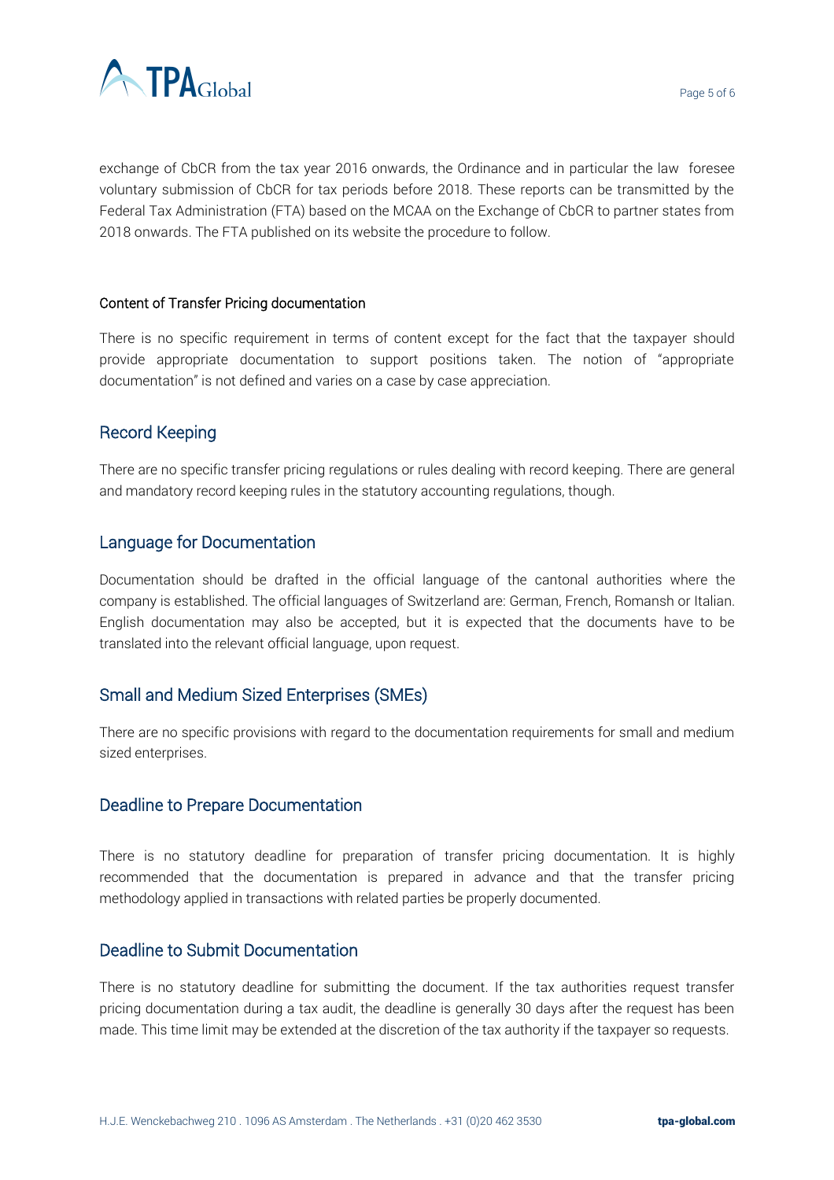exchange of CbCR from the tax year 2016 onwards, the Ordinance and in particular the law foresee voluntary submission of CbCR for tax periods before 2018. These reports can be transmitted by the Federal Tax Administration (FTA) based on the MCAA on the Exchange of CbCR to partner states from 2018 onwards. The FTA published on its website the procedure to follow.

### Content of Transfer Pricing documentation

There is no specific requirement in terms of content except for the fact that the taxpayer should provide appropriate documentation to support positions taken. The notion of "appropriate documentation" is not defined and varies on a case by case appreciation.

## Record Keeping

There are no specific transfer pricing regulations or rules dealing with record keeping. There are general and mandatory record keeping rules in the statutory accounting regulations, though.

## Language for Documentation

Documentation should be drafted in the official language of the cantonal authorities where the company is established. The official languages of Switzerland are: German, French, Romansh or Italian. English documentation may also be accepted, but it is expected that the documents have to be translated into the relevant official language, upon request.

## Small and Medium Sized Enterprises (SMEs)

There are no specific provisions with regard to the documentation requirements for small and medium sized enterprises.

## Deadline to Prepare Documentation

There is no statutory deadline for preparation of transfer pricing documentation. It is highly recommended that the documentation is prepared in advance and that the transfer pricing methodology applied in transactions with related parties be properly documented.

## Deadline to Submit Documentation

There is no statutory deadline for submitting the document. If the tax authorities request transfer pricing documentation during a tax audit, the deadline is generally 30 days after the request has been made. This time limit may be extended at the discretion of the tax authority if the taxpayer so requests.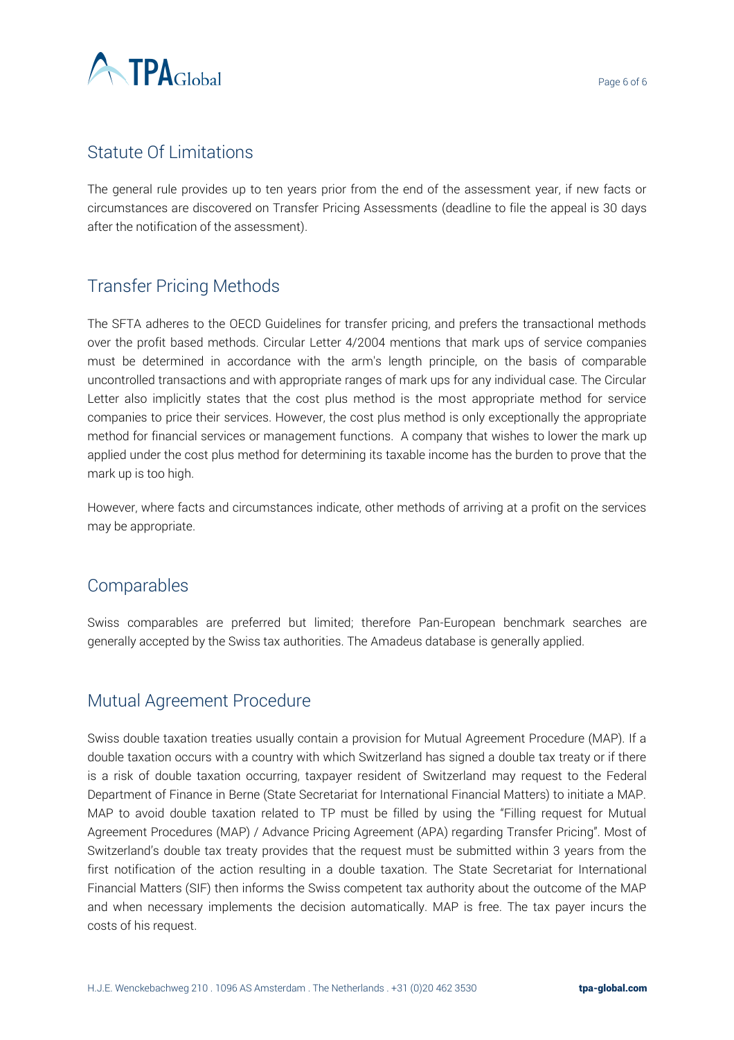## Statute Of Limitations

The general rule provides up to ten years prior from the end of the assessment year, if new facts or circumstances are discovered on Transfer Pricing Assessments (deadline to file the appeal is 30 days after the notification of the assessment).

## Transfer Pricing Methods

The SFTA adheres to the OECD Guidelines for transfer pricing, and prefers the transactional methods over the profit based methods. Circular Letter 4/2004 mentions that mark ups of service companies must be determined in accordance with the arm's length principle, on the basis of comparable uncontrolled transactions and with appropriate ranges of mark ups for any individual case. The Circular Letter also implicitly states that the cost plus method is the most appropriate method for service companies to price their services. However, the cost plus method is only exceptionally the appropriate method for financial services or management functions. A company that wishes to lower the mark up applied under the cost plus method for determining its taxable income has the burden to prove that the mark up is too high.

However, where facts and circumstances indicate, other methods of arriving at a profit on the services may be appropriate.

## Comparables

Swiss comparables are preferred but limited; therefore Pan-European benchmark searches are generally accepted by the Swiss tax authorities. The Amadeus database is generally applied.

## Mutual Agreement Procedure

Swiss double taxation treaties usually contain a provision for Mutual Agreement Procedure (MAP). If a double taxation occurs with a country with which Switzerland has signed a double tax treaty or if there is a risk of double taxation occurring, taxpayer resident of Switzerland may request to the Federal Department of Finance in Berne (State Secretariat for International Financial Matters) to initiate a MAP. MAP to avoid double taxation related to TP must be filled by using the "Filling request for Mutual Agreement Procedures (MAP) / Advance Pricing Agreement (APA) regarding Transfer Pricing". Most of Switzerland's double tax treaty provides that the request must be submitted within 3 years from the first notification of the action resulting in a double taxation. The State Secretariat for International Financial Matters (SIF) then informs the Swiss competent tax authority about the outcome of the MAP and when necessary implements the decision automatically. MAP is free. The tax payer incurs the costs of his request.